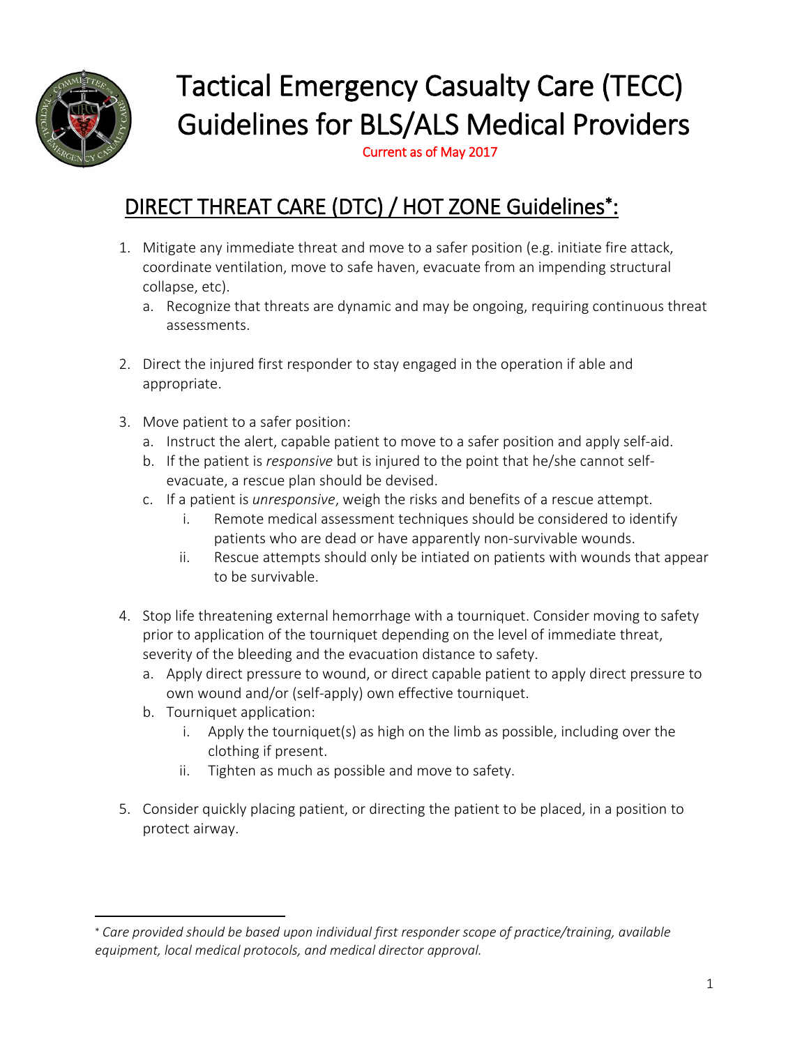# Tactical Emergency Casualty Care (TECC) Guidelines for BLS/ALS Medical Providers

Current as of May 2017

## DIRECT THREAT CARE (DTC) / HOT ZONE Guidelines*:

1. Mitigate any immediate threat and move to a safer position (e.g. initiate fire attack, coordinate ventilation, move to safe haven, evacuate from an impending structural collapse, etc).
   a. Recognize that threats are dynamic and may be ongoing, requiring continuous threat assessments.

2. Direct the injured first responder to stay engaged in the operation if able and appropriate.

3. Move patient to a safer position:
   a. Instruct the alert, capable patient to move to a safer position and apply self-aid.
   b. If the patient is *responsive* but is injured to the point that he/she cannot self-evacuate, a rescue plan should be devised.
   c. If a patient is *unresponsive*, weigh the risks and benefits of a rescue attempt.
      i. Remote medical assessment techniques should be considered to identify patients who are dead or have apparently non-survivable wounds.
      ii. Rescue attempts should only be intiated on patients with wounds that appear to be survivable.

4. Stop life threatening external hemorrhage with a tourniquet. Consider moving to safety prior to application of the tourniquet depending on the level of immediate threat, severity of the bleeding and the evacuation distance to safety.
   a. Apply direct pressure to wound, or direct capable patient to apply direct pressure to own wound and/or (self-apply) own effective tourniquet.
   b. Tourniquet application:
      i. Apply the tourniquet(s) as high on the limb as possible, including over the clothing if present.
      ii. Tighten as much as possible and move to safety.

5. Consider quickly placing patient, or directing the patient to be placed, in a position to protect airway.

---

* *Care provided should be based upon individual first responder scope of practice/training, available equipment, local medical protocols, and medical director approval.*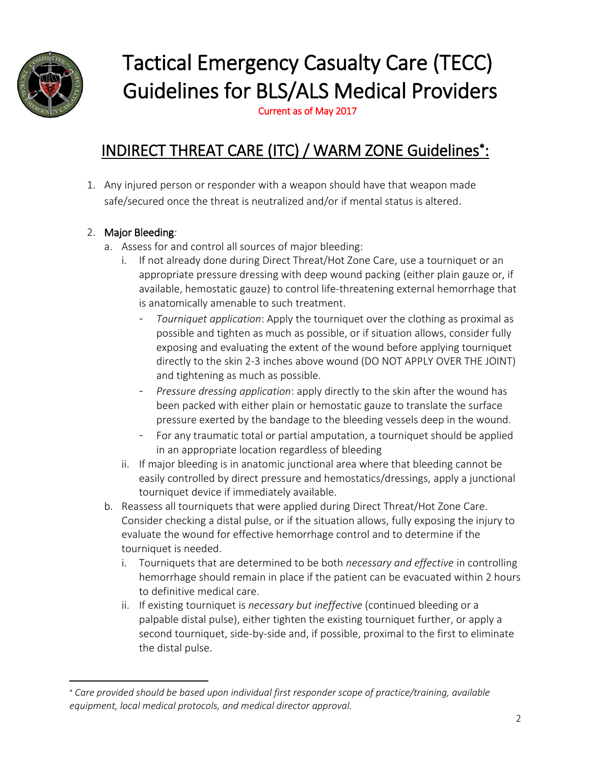# Tactical Emergency Casualty Care (TECC) Guidelines for BLS/ALS Medical Providers

Current as of May 2017

## INDIRECT THREAT CARE (ITC) / WARM ZONE Guidelines*:

1. Any injured person or responder with a weapon should have that weapon made safe/secured once the threat is neutralized and/or if mental status is altered.

2. **Major Bleeding**:
   a. Assess for and control all sources of major bleeding:
      i. If not already done during Direct Threat/Hot Zone Care, use a tourniquet or an appropriate pressure dressing with deep wound packing (either plain gauze or, if available, hemostatic gauze) to control life-threatening external hemorrhage that is anatomically amenable to such treatment.
         - *Tourniquet application*: Apply the tourniquet over the clothing as proximal as possible and tighten as much as possible, or if situation allows, consider fully exposing and evaluating the extent of the wound before applying tourniquet directly to the skin 2-3 inches above wound (DO NOT APPLY OVER THE JOINT) and tightening as much as possible.
         - *Pressure dressing application*: apply directly to the skin after the wound has been packed with either plain or hemostatic gauze to translate the surface pressure exerted by the bandage to the bleeding vessels deep in the wound.
         - For any traumatic total or partial amputation, a tourniquet should be applied in an appropriate location regardless of bleeding
      ii. If major bleeding is in anatomic junctional area where that bleeding cannot be easily controlled by direct pressure and hemostatics/dressings, apply a junctional tourniquet device if immediately available.

   b. Reassess all tourniquets that were applied during Direct Threat/Hot Zone Care. Consider checking a distal pulse, or if the situation allows, fully exposing the injury to evaluate the wound for effective hemorrhage control and to determine if the tourniquet is needed.
      i. Tourniquets that are determined to be both *necessary and effective* in controlling hemorrhage should remain in place if the patient can be evacuated within 2 hours to definitive medical care.
      ii. If existing tourniquet is *necessary but ineffective* (continued bleeding or a palpable distal pulse), either tighten the existing tourniquet further, or apply a second tourniquet, side-by-side and, if possible, proximal to the first to eliminate the distal pulse.

\* *Care provided should be based upon individual first responder scope of practice/training, available equipment, local medical protocols, and medical director approval.*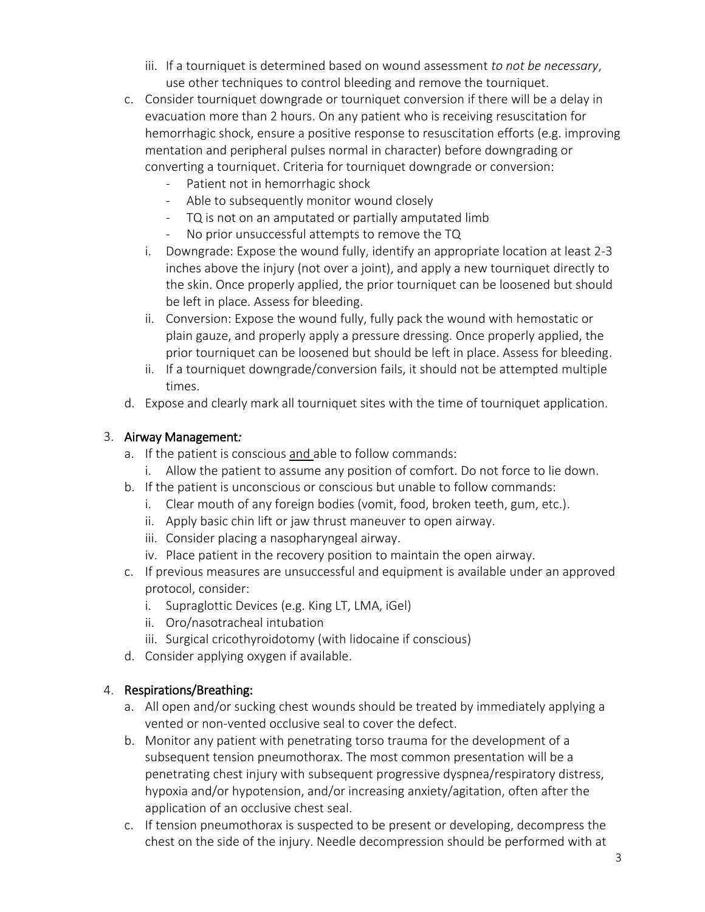iii. If a tourniquet is determined based on wound assessment *to not be necessary*, use other techniques to control bleeding and remove the tourniquet.

   c. Consider tourniquet downgrade or tourniquet conversion if there will be a delay in evacuation more than 2 hours. On any patient who is receiving resuscitation for hemorrhagic shock, ensure a positive response to resuscitation efforts (e.g. improving mentation and peripheral pulses normal in character) before downgrading or converting a tourniquet. Criteria for tourniquet downgrade or conversion:
      - Patient not in hemorrhagic shock
      - Able to subsequently monitor wound closely
      - TQ is not on an amputated or partially amputated limb
      - No prior unsuccessful attempts to remove the TQ

   i. Downgrade: Expose the wound fully, identify an appropriate location at least 2-3 inches above the injury (not over a joint), and apply a new tourniquet directly to the skin. Once properly applied, the prior tourniquet can be loosened but should be left in place. Assess for bleeding.

   ii. Conversion: Expose the wound fully, fully pack the wound with hemostatic or plain gauze, and properly apply a pressure dressing. Once properly applied, the prior tourniquet can be loosened but should be left in place. Assess for bleeding.

   ii. If a tourniquet downgrade/conversion fails, it should not be attempted multiple times.

   d. Expose and clearly mark all tourniquet sites with the time of tourniquet application.

3. **Airway Management*:***
   a. If the patient is conscious <u>and</u> able to follow commands:
      i. Allow the patient to assume any position of comfort. Do not force to lie down.
   b. If the patient is unconscious or conscious but unable to follow commands:
      i. Clear mouth of any foreign bodies (vomit, food, broken teeth, gum, etc.).
      ii. Apply basic chin lift or jaw thrust maneuver to open airway.
      iii. Consider placing a nasopharyngeal airway.
      iv. Place patient in the recovery position to maintain the open airway.
   c. If previous measures are unsuccessful and equipment is available under an approved protocol, consider:
      i. Supraglottic Devices (e.g. King LT, LMA, iGel)
      ii. Oro/nasotracheal intubation
      iii. Surgical cricothyroidotomy (with lidocaine if conscious)
   d. Consider applying oxygen if available.

4. **Respirations/Breathing:**
   a. All open and/or sucking chest wounds should be treated by immediately applying a vented or non-vented occlusive seal to cover the defect.
   b. Monitor any patient with penetrating torso trauma for the development of a subsequent tension pneumothorax. The most common presentation will be a penetrating chest injury with subsequent progressive dyspnea/respiratory distress, hypoxia and/or hypotension, and/or increasing anxiety/agitation, often after the application of an occlusive chest seal.
   c. If tension pneumothorax is suspected to be present or developing, decompress the chest on the side of the injury. Needle decompression should be performed with at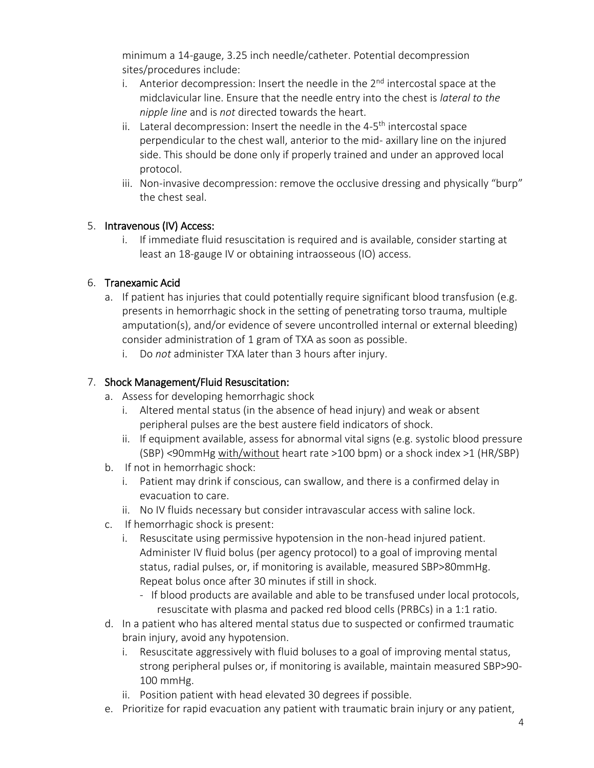minimum a 14-gauge, 3.25 inch needle/catheter. Potential decompression sites/procedures include:

i. Anterior decompression: Insert the needle in the 2nd intercostal space at the midclavicular line. Ensure that the needle entry into the chest is *lateral to the nipple line* and is *not* directed towards the heart.

ii. Lateral decompression: Insert the needle in the 4-5th intercostal space perpendicular to the chest wall, anterior to the mid- axillary line on the injured side. This should be done only if properly trained and under an approved local protocol.

iii. Non-invasive decompression: remove the occlusive dressing and physically "burp" the chest seal.

5. **Intravenous (IV) Access:**

   i. If immediate fluid resuscitation is required and is available, consider starting at least an 18-gauge IV or obtaining intraosseous (IO) access.

6. **Tranexamic Acid**

   a. If patient has injuries that could potentially require significant blood transfusion (e.g. presents in hemorrhagic shock in the setting of penetrating torso trauma, multiple amputation(s), and/or evidence of severe uncontrolled internal or external bleeding) consider administration of 1 gram of TXA as soon as possible.

      i. Do *not* administer TXA later than 3 hours after injury.

7. **Shock Management/Fluid Resuscitation:**

   a. Assess for developing hemorrhagic shock

      i. Altered mental status (in the absence of head injury) and weak or absent peripheral pulses are the best austere field indicators of shock.

      ii. If equipment available, assess for abnormal vital signs (e.g. systolic blood pressure (SBP) <90mmHg with/without heart rate >100 bpm) or a shock index >1 (HR/SBP)

   b. If not in hemorrhagic shock:

      i. Patient may drink if conscious, can swallow, and there is a confirmed delay in evacuation to care.

      ii. No IV fluids necessary but consider intravascular access with saline lock.

   c. If hemorrhagic shock is present:

      i. Resuscitate using permissive hypotension in the non-head injured patient. Administer IV fluid bolus (per agency protocol) to a goal of improving mental status, radial pulses, or, if monitoring is available, measured SBP>80mmHg. Repeat bolus once after 30 minutes if still in shock.

         - If blood products are available and able to be transfused under local protocols, resuscitate with plasma and packed red blood cells (PRBCs) in a 1:1 ratio.

   d. In a patient who has altered mental status due to suspected or confirmed traumatic brain injury, avoid any hypotension.

      i. Resuscitate aggressively with fluid boluses to a goal of improving mental status, strong peripheral pulses or, if monitoring is available, maintain measured SBP>90-100 mmHg.

      ii. Position patient with head elevated 30 degrees if possible.

   e. Prioritize for rapid evacuation any patient with traumatic brain injury or any patient,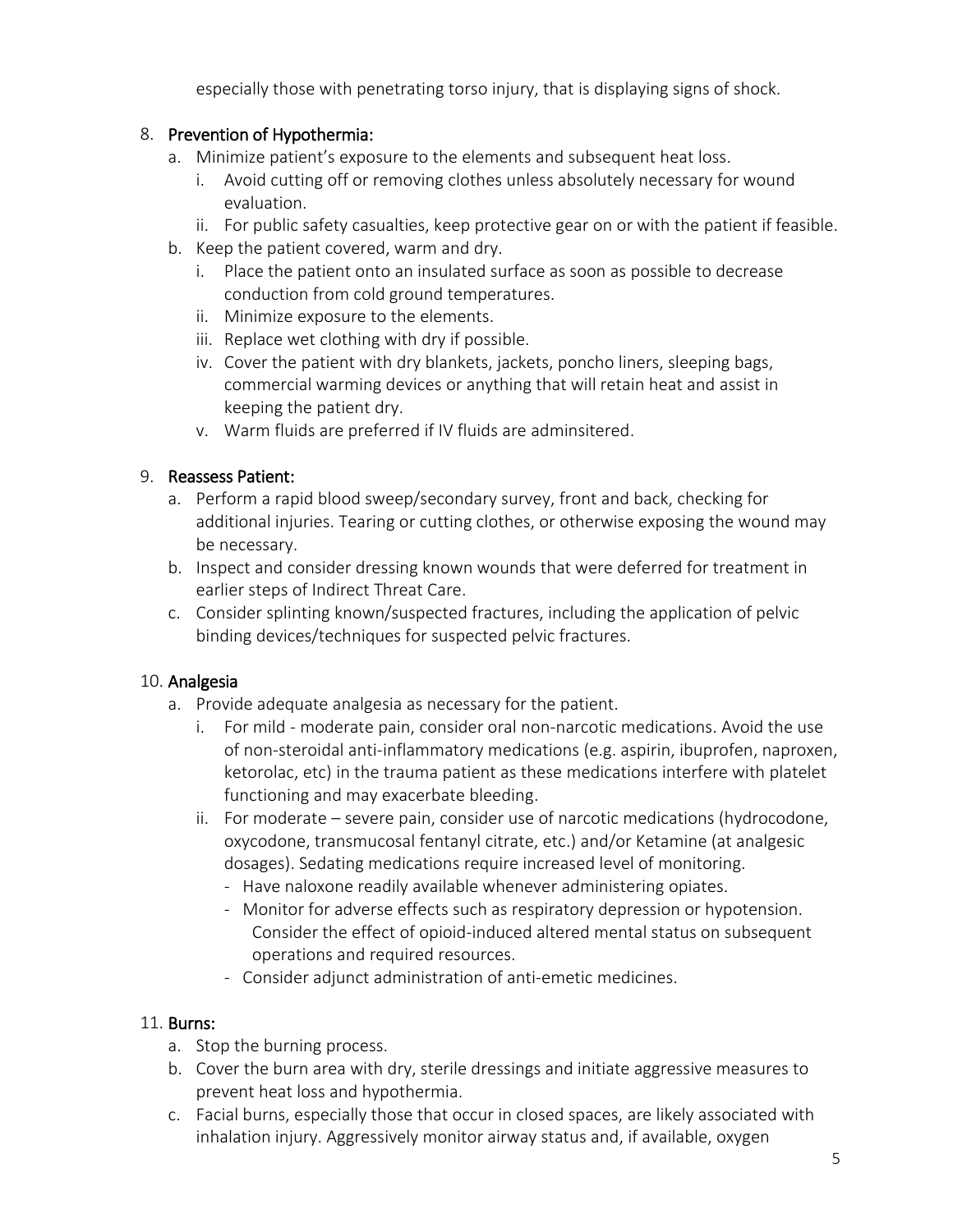especially those with penetrating torso injury, that is displaying signs of shock.

8. Prevention of Hypothermia:
   a. Minimize patient's exposure to the elements and subsequent heat loss.
      i. Avoid cutting off or removing clothes unless absolutely necessary for wound evaluation.
      ii. For public safety casualties, keep protective gear on or with the patient if feasible.
   b. Keep the patient covered, warm and dry.
      i. Place the patient onto an insulated surface as soon as possible to decrease conduction from cold ground temperatures.
      ii. Minimize exposure to the elements.
      iii. Replace wet clothing with dry if possible.
      iv. Cover the patient with dry blankets, jackets, poncho liners, sleeping bags, commercial warming devices or anything that will retain heat and assist in keeping the patient dry.
      v. Warm fluids are preferred if IV fluids are adminsitered.

9. Reassess Patient:
   a. Perform a rapid blood sweep/secondary survey, front and back, checking for additional injuries. Tearing or cutting clothes, or otherwise exposing the wound may be necessary.
   b. Inspect and consider dressing known wounds that were deferred for treatment in earlier steps of Indirect Threat Care.
   c. Consider splinting known/suspected fractures, including the application of pelvic binding devices/techniques for suspected pelvic fractures.

10. Analgesia
    a. Provide adequate analgesia as necessary for the patient.
       i. For mild - moderate pain, consider oral non-narcotic medications. Avoid the use of non-steroidal anti-inflammatory medications (e.g. aspirin, ibuprofen, naproxen, ketorolac, etc) in the trauma patient as these medications interfere with platelet functioning and may exacerbate bleeding.
       ii. For moderate – severe pain, consider use of narcotic medications (hydrocodone, oxycodone, transmucosal fentanyl citrate, etc.) and/or Ketamine (at analgesic dosages). Sedating medications require increased level of monitoring.
          - Have naloxone readily available whenever administering opiates.
          - Monitor for adverse effects such as respiratory depression or hypotension. Consider the effect of opioid-induced altered mental status on subsequent operations and required resources.
          - Consider adjunct administration of anti-emetic medicines.

11. Burns:
    a. Stop the burning process.
    b. Cover the burn area with dry, sterile dressings and initiate aggressive measures to prevent heat loss and hypothermia.
    c. Facial burns, especially those that occur in closed spaces, are likely associated with inhalation injury. Aggressively monitor airway status and, if available, oxygen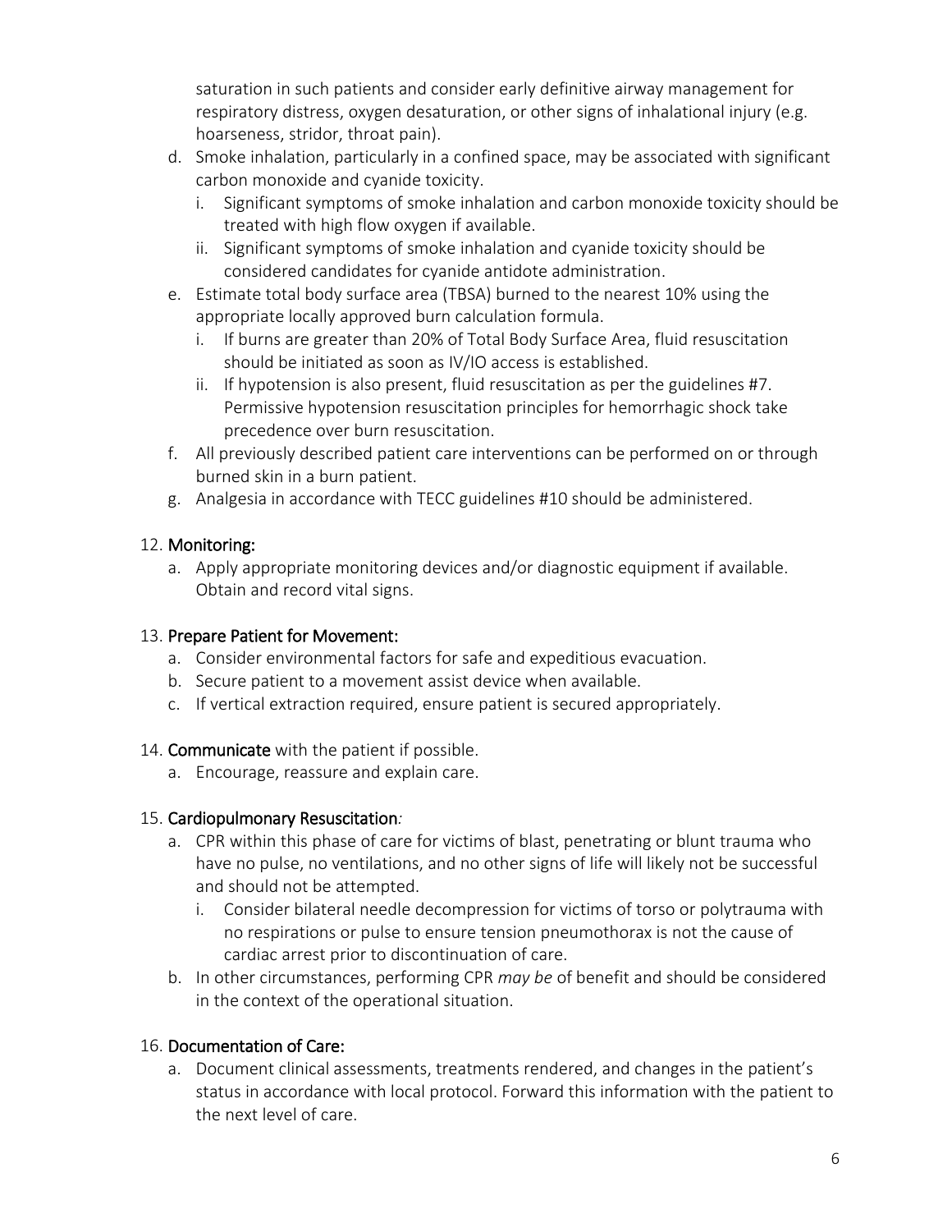saturation in such patients and consider early definitive airway management for respiratory distress, oxygen desaturation, or other signs of inhalational injury (e.g. hoarseness, stridor, throat pain).

   d. Smoke inhalation, particularly in a confined space, may be associated with significant carbon monoxide and cyanide toxicity.
      i. Significant symptoms of smoke inhalation and carbon monoxide toxicity should be treated with high flow oxygen if available.
      ii. Significant symptoms of smoke inhalation and cyanide toxicity should be considered candidates for cyanide antidote administration.
   e. Estimate total body surface area (TBSA) burned to the nearest 10% using the appropriate locally approved burn calculation formula.
      i. If burns are greater than 20% of Total Body Surface Area, fluid resuscitation should be initiated as soon as IV/IO access is established.
      ii. If hypotension is also present, fluid resuscitation as per the guidelines #7. Permissive hypotension resuscitation principles for hemorrhagic shock take precedence over burn resuscitation.
   f. All previously described patient care interventions can be performed on or through burned skin in a burn patient.
   g. Analgesia in accordance with TECC guidelines #10 should be administered.

12. **Monitoring:**
    a. Apply appropriate monitoring devices and/or diagnostic equipment if available. Obtain and record vital signs.

13. **Prepare Patient for Movement:**
    a. Consider environmental factors for safe and expeditious evacuation.
    b. Secure patient to a movement assist device when available.
    c. If vertical extraction required, ensure patient is secured appropriately.

14. **Communicate** with the patient if possible.
    a. Encourage, reassure and explain care.

15. **Cardiopulmonary Resuscitation***:*
    a. CPR within this phase of care for victims of blast, penetrating or blunt trauma who have no pulse, no ventilations, and no other signs of life will likely not be successful and should not be attempted.
       i. Consider bilateral needle decompression for victims of torso or polytrauma with no respirations or pulse to ensure tension pneumothorax is not the cause of cardiac arrest prior to discontinuation of care.
    b. In other circumstances, performing CPR *may be* of benefit and should be considered in the context of the operational situation.

16. **Documentation of Care:**
    a. Document clinical assessments, treatments rendered, and changes in the patient's status in accordance with local protocol. Forward this information with the patient to the next level of care.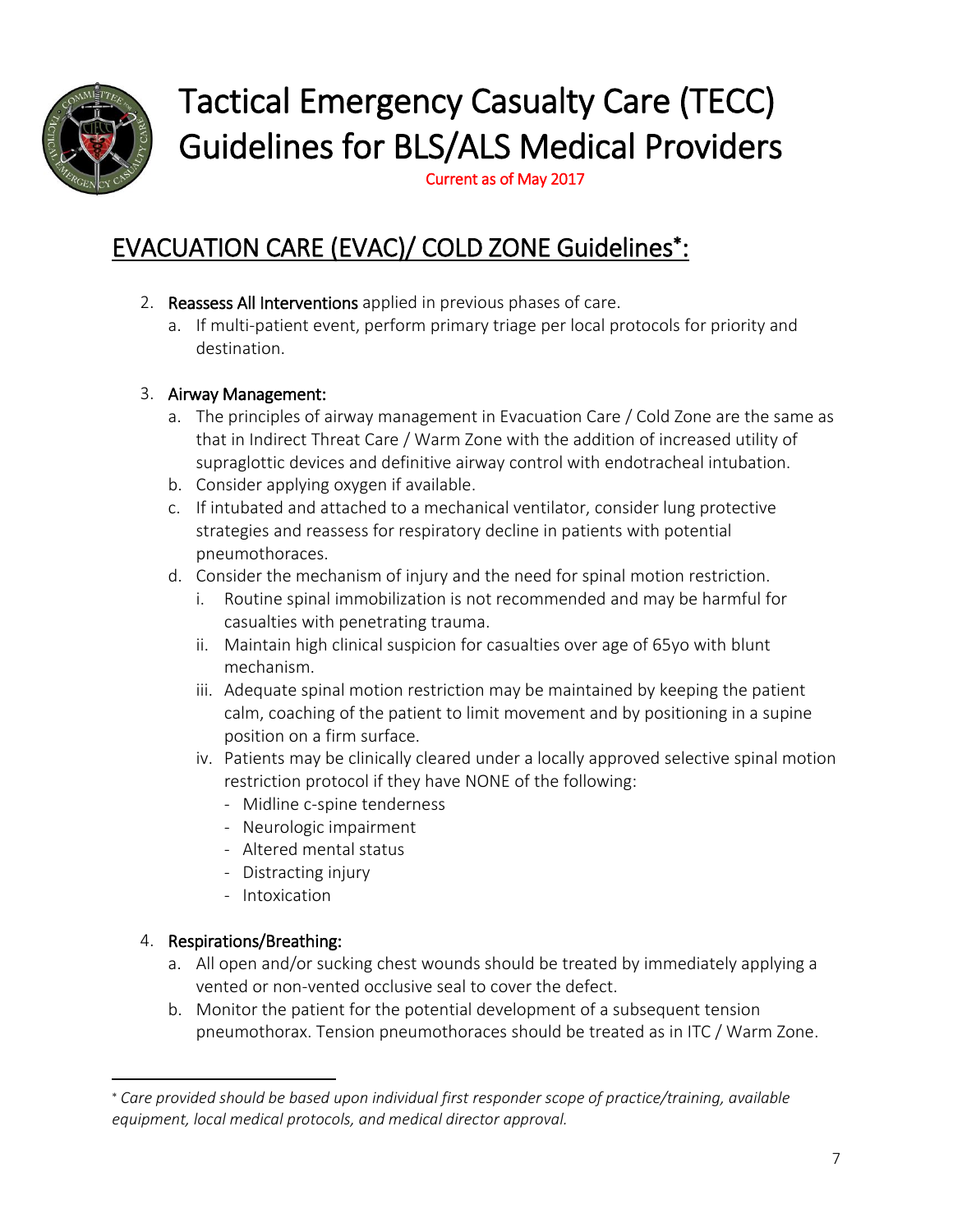# Tactical Emergency Casualty Care (TECC) Guidelines for BLS/ALS Medical Providers

Current as of May 2017

## EVACUATION CARE (EVAC)/ COLD ZONE Guidelines*:

2. **Reassess All Interventions** applied in previous phases of care.
    a. If multi-patient event, perform primary triage per local protocols for priority and destination.

3. **Airway Management:**
    a. The principles of airway management in Evacuation Care / Cold Zone are the same as that in Indirect Threat Care / Warm Zone with the addition of increased utility of supraglottic devices and definitive airway control with endotracheal intubation.
    b. Consider applying oxygen if available.
    c. If intubated and attached to a mechanical ventilator, consider lung protective strategies and reassess for respiratory decline in patients with potential pneumothoraces.
    d. Consider the mechanism of injury and the need for spinal motion restriction.
        i. Routine spinal immobilization is not recommended and may be harmful for casualties with penetrating trauma.
        ii. Maintain high clinical suspicion for casualties over age of 65yo with blunt mechanism.
        iii. Adequate spinal motion restriction may be maintained by keeping the patient calm, coaching of the patient to limit movement and by positioning in a supine position on a firm surface.
        iv. Patients may be clinically cleared under a locally approved selective spinal motion restriction protocol if they have NONE of the following:
            - Midline c-spine tenderness
            - Neurologic impairment
            - Altered mental status
            - Distracting injury
            - Intoxication

4. **Respirations/Breathing:**
    a. All open and/or sucking chest wounds should be treated by immediately applying a vented or non-vented occlusive seal to cover the defect.
    b. Monitor the patient for the potential development of a subsequent tension pneumothorax. Tension pneumothoraces should be treated as in ITC / Warm Zone.

---

* *Care provided should be based upon individual first responder scope of practice/training, available equipment, local medical protocols, and medical director approval.*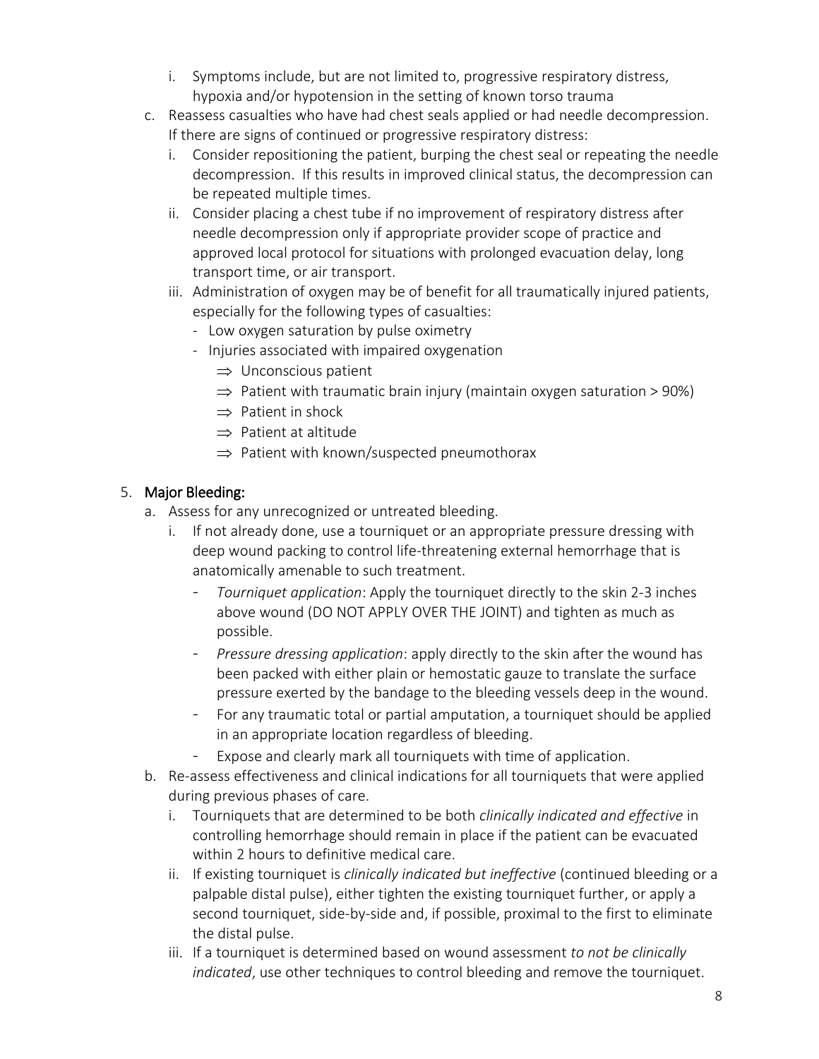i. Symptoms include, but are not limited to, progressive respiratory distress, hypoxia and/or hypotension in the setting of known torso trauma

c. Reassess casualties who have had chest seals applied or had needle decompression. If there are signs of continued or progressive respiratory distress:
   i. Consider repositioning the patient, burping the chest seal or repeating the needle decompression. If this results in improved clinical status, the decompression can be repeated multiple times.
   ii. Consider placing a chest tube if no improvement of respiratory distress after needle decompression only if appropriate provider scope of practice and approved local protocol for situations with prolonged evacuation delay, long transport time, or air transport.
   iii. Administration of oxygen may be of benefit for all traumatically injured patients, especially for the following types of casualties:
      - Low oxygen saturation by pulse oximetry
      - Injuries associated with impaired oxygenation
         ⇒ Unconscious patient
         ⇒ Patient with traumatic brain injury (maintain oxygen saturation > 90%)
         ⇒ Patient in shock
         ⇒ Patient at altitude
         ⇒ Patient with known/suspected pneumothorax

5. **Major Bleeding:**
   a. Assess for any unrecognized or untreated bleeding.
      i. If not already done, use a tourniquet or an appropriate pressure dressing with deep wound packing to control life-threatening external hemorrhage that is anatomically amenable to such treatment.
         - *Tourniquet application*: Apply the tourniquet directly to the skin 2-3 inches above wound (DO NOT APPLY OVER THE JOINT) and tighten as much as possible.
         - *Pressure dressing application*: apply directly to the skin after the wound has been packed with either plain or hemostatic gauze to translate the surface pressure exerted by the bandage to the bleeding vessels deep in the wound.
         - For any traumatic total or partial amputation, a tourniquet should be applied in an appropriate location regardless of bleeding.
         - Expose and clearly mark all tourniquets with time of application.
   b. Re-assess effectiveness and clinical indications for all tourniquets that were applied during previous phases of care.
      i. Tourniquets that are determined to be both *clinically indicated and effective* in controlling hemorrhage should remain in place if the patient can be evacuated within 2 hours to definitive medical care.
      ii. If existing tourniquet is *clinically indicated but ineffective* (continued bleeding or a palpable distal pulse), either tighten the existing tourniquet further, or apply a second tourniquet, side-by-side and, if possible, proximal to the first to eliminate the distal pulse.
      iii. If a tourniquet is determined based on wound assessment *to not be clinically indicated*, use other techniques to control bleeding and remove the tourniquet.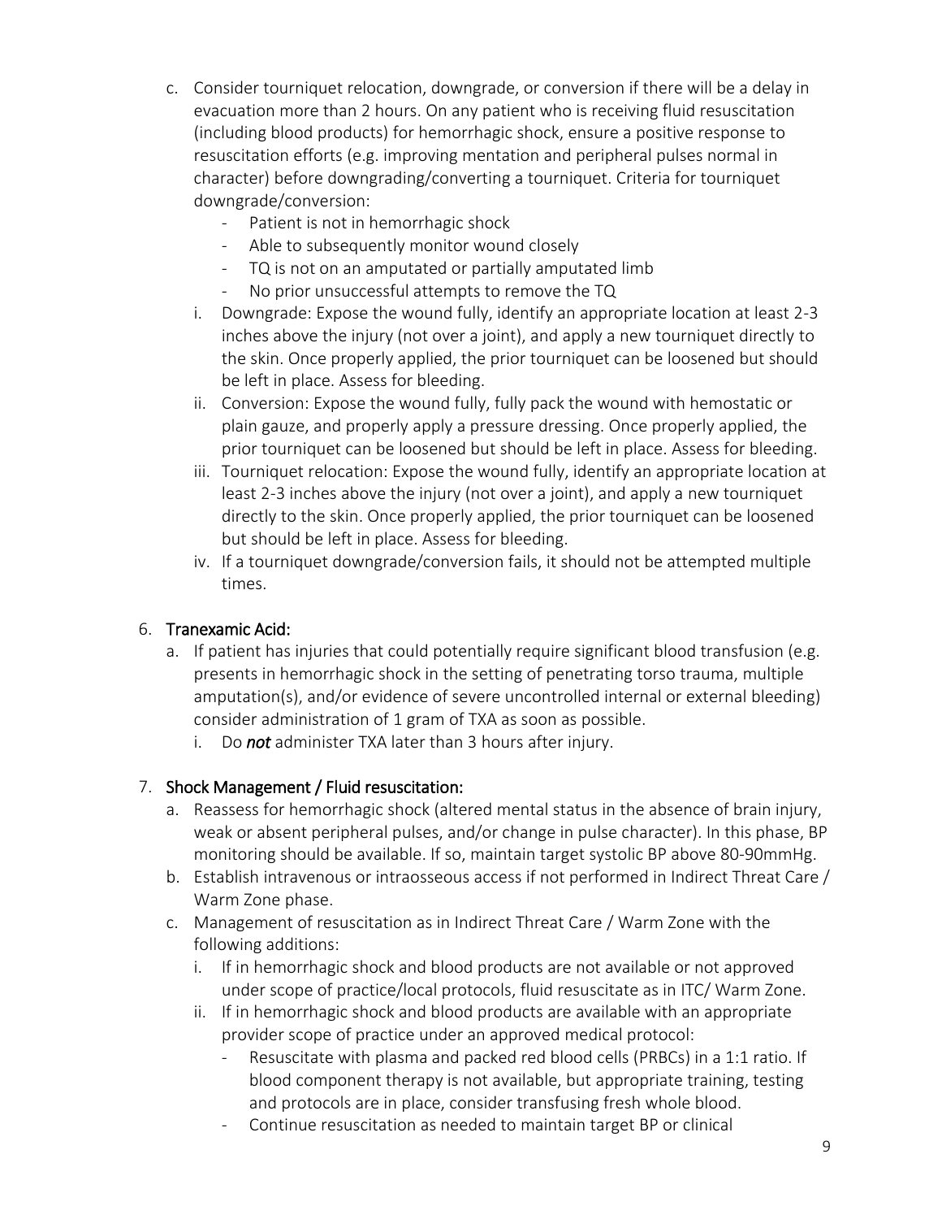c. Consider tourniquet relocation, downgrade, or conversion if there will be a delay in evacuation more than 2 hours. On any patient who is receiving fluid resuscitation (including blood products) for hemorrhagic shock, ensure a positive response to resuscitation efforts (e.g. improving mentation and peripheral pulses normal in character) before downgrading/converting a tourniquet. Criteria for tourniquet downgrade/conversion:
   - Patient is not in hemorrhagic shock
   - Able to subsequently monitor wound closely
   - TQ is not on an amputated or partially amputated limb
   - No prior unsuccessful attempts to remove the TQ

   i. Downgrade: Expose the wound fully, identify an appropriate location at least 2-3 inches above the injury (not over a joint), and apply a new tourniquet directly to the skin. Once properly applied, the prior tourniquet can be loosened but should be left in place. Assess for bleeding.
   ii. Conversion: Expose the wound fully, fully pack the wound with hemostatic or plain gauze, and properly apply a pressure dressing. Once properly applied, the prior tourniquet can be loosened but should be left in place. Assess for bleeding.
   iii. Tourniquet relocation: Expose the wound fully, identify an appropriate location at least 2-3 inches above the injury (not over a joint), and apply a new tourniquet directly to the skin. Once properly applied, the prior tourniquet can be loosened but should be left in place. Assess for bleeding.
   iv. If a tourniquet downgrade/conversion fails, it should not be attempted multiple times.

6. Tranexamic Acid:
   a. If patient has injuries that could potentially require significant blood transfusion (e.g. presents in hemorrhagic shock in the setting of penetrating torso trauma, multiple amputation(s), and/or evidence of severe uncontrolled internal or external bleeding) consider administration of 1 gram of TXA as soon as possible.
      i. Do ***not*** administer TXA later than 3 hours after injury.

7. Shock Management / Fluid resuscitation:
   a. Reassess for hemorrhagic shock (altered mental status in the absence of brain injury, weak or absent peripheral pulses, and/or change in pulse character). In this phase, BP monitoring should be available. If so, maintain target systolic BP above 80-90mmHg.
   b. Establish intravenous or intraosseous access if not performed in Indirect Threat Care / Warm Zone phase.
   c. Management of resuscitation as in Indirect Threat Care / Warm Zone with the following additions:
      i. If in hemorrhagic shock and blood products are not available or not approved under scope of practice/local protocols, fluid resuscitate as in ITC/ Warm Zone.
      ii. If in hemorrhagic shock and blood products are available with an appropriate provider scope of practice under an approved medical protocol:
         - Resuscitate with plasma and packed red blood cells (PRBCs) in a 1:1 ratio. If blood component therapy is not available, but appropriate training, testing and protocols are in place, consider transfusing fresh whole blood.
         - Continue resuscitation as needed to maintain target BP or clinical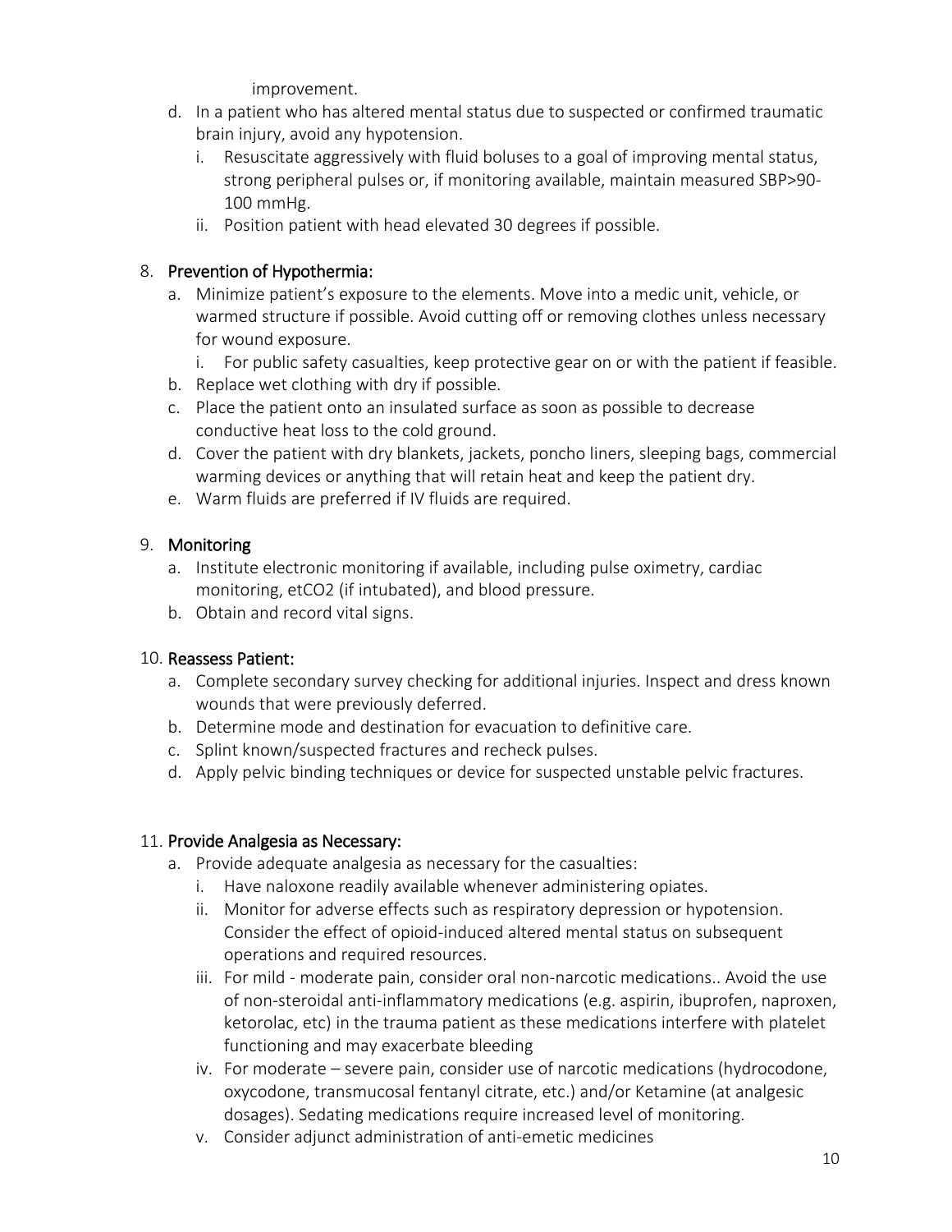improvement.

d. In a patient who has altered mental status due to suspected or confirmed traumatic brain injury, avoid any hypotension.
   i. Resuscitate aggressively with fluid boluses to a goal of improving mental status, strong peripheral pulses or, if monitoring available, maintain measured SBP>90-100 mmHg.
   ii. Position patient with head elevated 30 degrees if possible.

8. Prevention of Hypothermia:
   a. Minimize patient's exposure to the elements. Move into a medic unit, vehicle, or warmed structure if possible. Avoid cutting off or removing clothes unless necessary for wound exposure.
      i. For public safety casualties, keep protective gear on or with the patient if feasible.
   b. Replace wet clothing with dry if possible.
   c. Place the patient onto an insulated surface as soon as possible to decrease conductive heat loss to the cold ground.
   d. Cover the patient with dry blankets, jackets, poncho liners, sleeping bags, commercial warming devices or anything that will retain heat and keep the patient dry.
   e. Warm fluids are preferred if IV fluids are required.

9. Monitoring
   a. Institute electronic monitoring if available, including pulse oximetry, cardiac monitoring, etCO2 (if intubated), and blood pressure.
   b. Obtain and record vital signs.

10. Reassess Patient:
    a. Complete secondary survey checking for additional injuries. Inspect and dress known wounds that were previously deferred.
    b. Determine mode and destination for evacuation to definitive care.
    c. Splint known/suspected fractures and recheck pulses.
    d. Apply pelvic binding techniques or device for suspected unstable pelvic fractures.

11. Provide Analgesia as Necessary:
    a. Provide adequate analgesia as necessary for the casualties:
       i. Have naloxone readily available whenever administering opiates.
       ii. Monitor for adverse effects such as respiratory depression or hypotension. Consider the effect of opioid-induced altered mental status on subsequent operations and required resources.
       iii. For mild - moderate pain, consider oral non-narcotic medications.. Avoid the use of non-steroidal anti-inflammatory medications (e.g. aspirin, ibuprofen, naproxen, ketorolac, etc) in the trauma patient as these medications interfere with platelet functioning and may exacerbate bleeding
       iv. For moderate – severe pain, consider use of narcotic medications (hydrocodone, oxycodone, transmucosal fentanyl citrate, etc.) and/or Ketamine (at analgesic dosages). Sedating medications require increased level of monitoring.
       v. Consider adjunct administration of anti-emetic medicines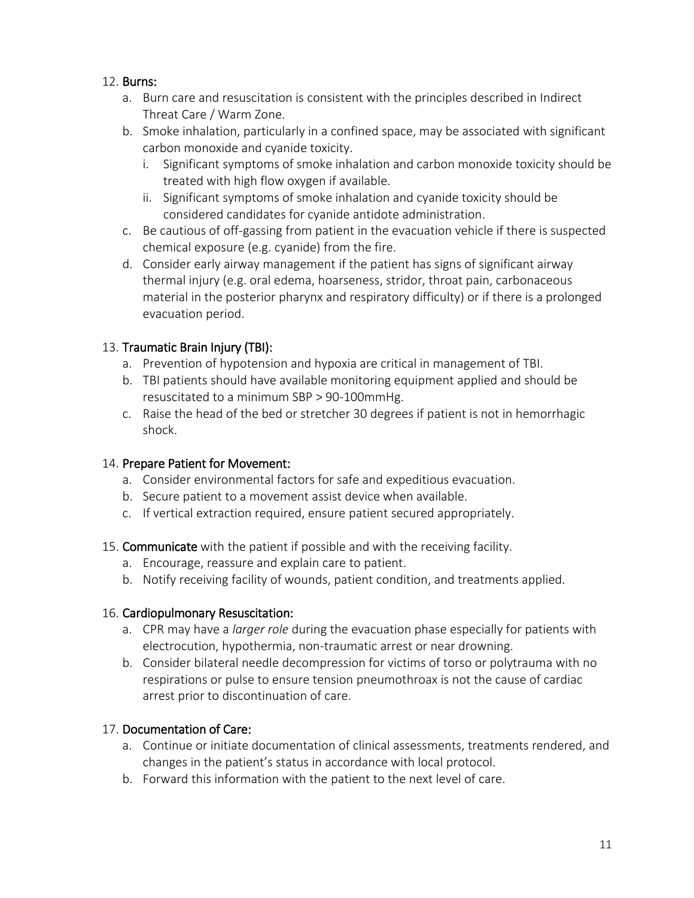12. **Burns:**
    a. Burn care and resuscitation is consistent with the principles described in Indirect Threat Care / Warm Zone.
    b. Smoke inhalation, particularly in a confined space, may be associated with significant carbon monoxide and cyanide toxicity.
        i. Significant symptoms of smoke inhalation and carbon monoxide toxicity should be treated with high flow oxygen if available.
        ii. Significant symptoms of smoke inhalation and cyanide toxicity should be considered candidates for cyanide antidote administration.
    c. Be cautious of off-gassing from patient in the evacuation vehicle if there is suspected chemical exposure (e.g. cyanide) from the fire.
    d. Consider early airway management if the patient has signs of significant airway thermal injury (e.g. oral edema, hoarseness, stridor, throat pain, carbonaceous material in the posterior pharynx and respiratory difficulty) or if there is a prolonged evacuation period.

13. **Traumatic Brain Injury (TBI):**
    a. Prevention of hypotension and hypoxia are critical in management of TBI.
    b. TBI patients should have available monitoring equipment applied and should be resuscitated to a minimum SBP > 90-100mmHg.
    c. Raise the head of the bed or stretcher 30 degrees if patient is not in hemorrhagic shock.

14. **Prepare Patient for Movement:**
    a. Consider environmental factors for safe and expeditious evacuation.
    b. Secure patient to a movement assist device when available.
    c. If vertical extraction required, ensure patient secured appropriately.

15. **Communicate** with the patient if possible and with the receiving facility.
    a. Encourage, reassure and explain care to patient.
    b. Notify receiving facility of wounds, patient condition, and treatments applied.

16. **Cardiopulmonary Resuscitation:**
    a. CPR may have a *larger role* during the evacuation phase especially for patients with electrocution, hypothermia, non-traumatic arrest or near drowning.
    b. Consider bilateral needle decompression for victims of torso or polytrauma with no respirations or pulse to ensure tension pneumothroax is not the cause of cardiac arrest prior to discontinuation of care.

17. **Documentation of Care:**
    a. Continue or initiate documentation of clinical assessments, treatments rendered, and changes in the patient's status in accordance with local protocol.
    b. Forward this information with the patient to the next level of care.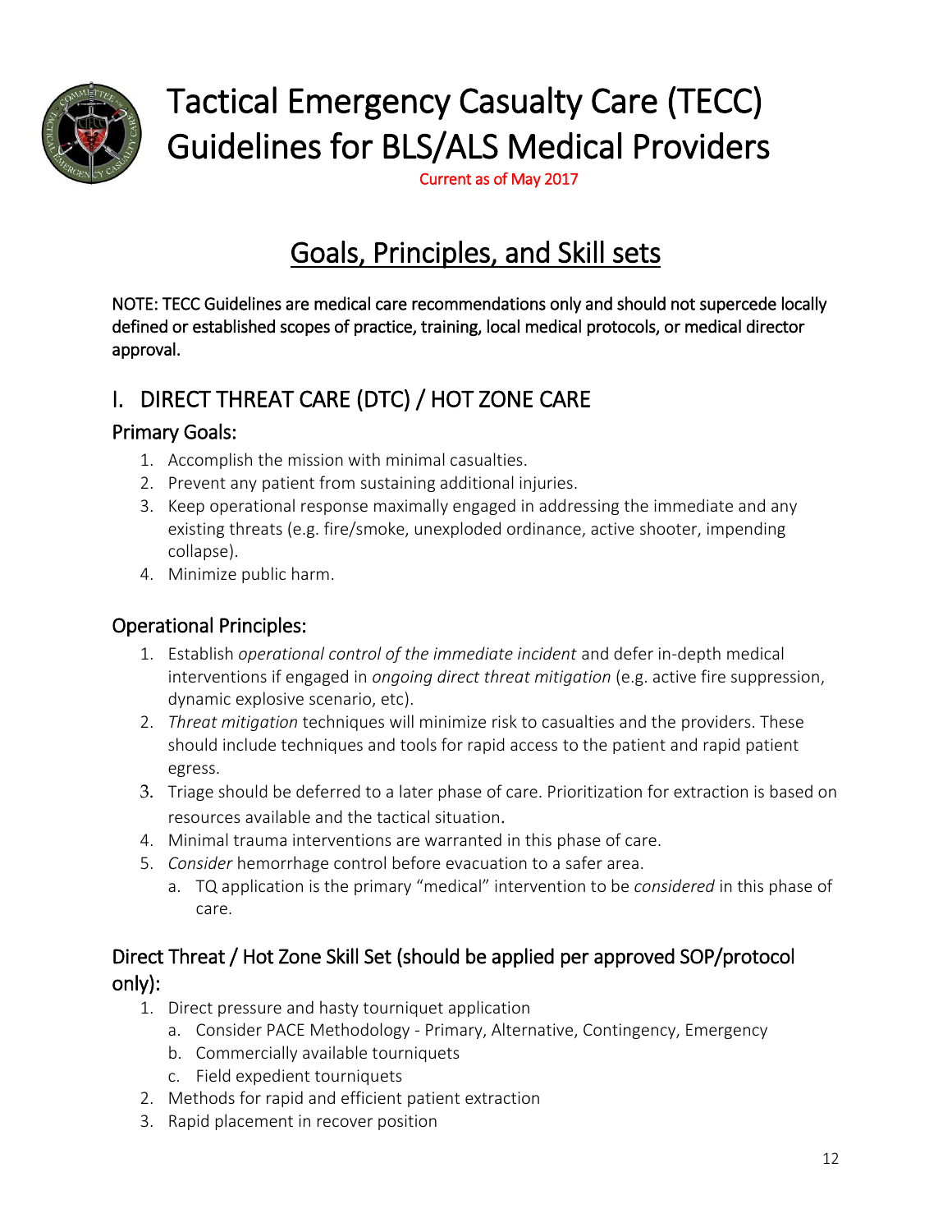# Tactical Emergency Casualty Care (TECC) Guidelines for BLS/ALS Medical Providers

Current as of May 2017

## Goals, Principles, and Skill sets

**NOTE: TECC Guidelines are medical care recommendations only and should not supercede locally defined or established scopes of practice, training, local medical protocols, or medical director approval.**

## I. DIRECT THREAT CARE (DTC) / HOT ZONE CARE

### Primary Goals:

1. Accomplish the mission with minimal casualties.
2. Prevent any patient from sustaining additional injuries.
3. Keep operational response maximally engaged in addressing the immediate and any existing threats (e.g. fire/smoke, unexploded ordinance, active shooter, impending collapse).
4. Minimize public harm.

### Operational Principles:

1. Establish *operational control of the immediate incident* and defer in-depth medical interventions if engaged in *ongoing direct threat mitigation* (e.g. active fire suppression, dynamic explosive scenario, etc).
2. *Threat mitigation* techniques will minimize risk to casualties and the providers. These should include techniques and tools for rapid access to the patient and rapid patient egress.
3. Triage should be deferred to a later phase of care. Prioritization for extraction is based on resources available and the tactical situation.
4. Minimal trauma interventions are warranted in this phase of care.
5. *Consider* hemorrhage control before evacuation to a safer area.
   a. TQ application is the primary "medical" intervention to be *considered* in this phase of care.

### Direct Threat / Hot Zone Skill Set (should be applied per approved SOP/protocol only):

1. Direct pressure and hasty tourniquet application
   a. Consider PACE Methodology - Primary, Alternative, Contingency, Emergency
   b. Commercially available tourniquets
   c. Field expedient tourniquets
2. Methods for rapid and efficient patient extraction
3. Rapid placement in recover position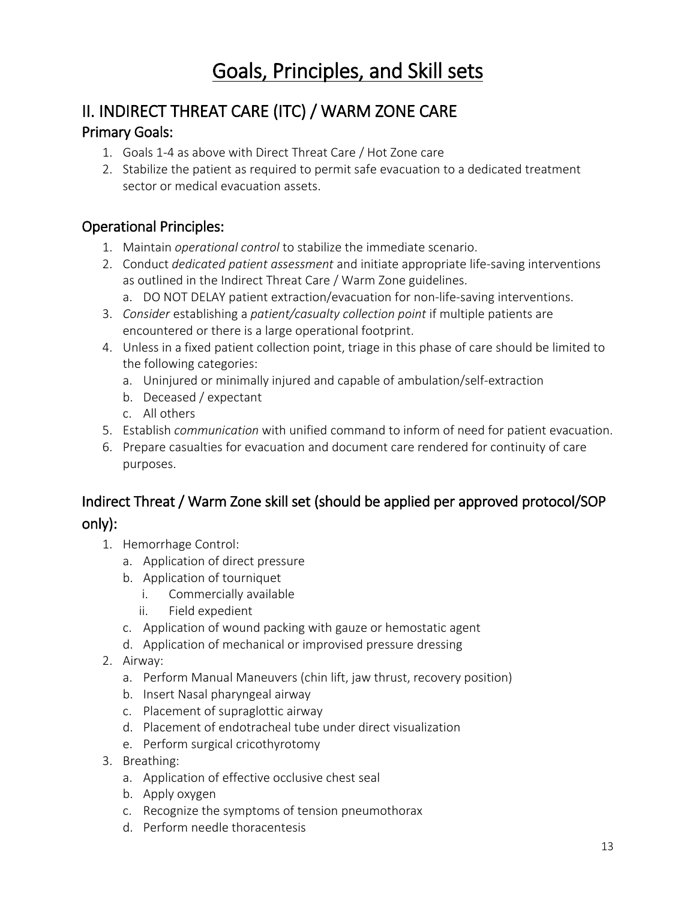# Goals, Principles, and Skill sets

## II. INDIRECT THREAT CARE (ITC) / WARM ZONE CARE

### Primary Goals:

1. Goals 1-4 as above with Direct Threat Care / Hot Zone care
2. Stabilize the patient as required to permit safe evacuation to a dedicated treatment sector or medical evacuation assets.

### Operational Principles:

1. Maintain *operational control* to stabilize the immediate scenario.
2. Conduct *dedicated patient assessment* and initiate appropriate life-saving interventions as outlined in the Indirect Threat Care / Warm Zone guidelines.
   a. DO NOT DELAY patient extraction/evacuation for non-life-saving interventions.
3. *Consider* establishing a *patient/casualty collection point* if multiple patients are encountered or there is a large operational footprint.
4. Unless in a fixed patient collection point, triage in this phase of care should be limited to the following categories:
   a. Uninjured or minimally injured and capable of ambulation/self-extraction
   b. Deceased / expectant
   c. All others
5. Establish *communication* with unified command to inform of need for patient evacuation.
6. Prepare casualties for evacuation and document care rendered for continuity of care purposes.

### Indirect Threat / Warm Zone skill set (should be applied per approved protocol/SOP only):

1. Hemorrhage Control:
   a. Application of direct pressure
   b. Application of tourniquet
      i. Commercially available
      ii. Field expedient
   c. Application of wound packing with gauze or hemostatic agent
   d. Application of mechanical or improvised pressure dressing
2. Airway:
   a. Perform Manual Maneuvers (chin lift, jaw thrust, recovery position)
   b. Insert Nasal pharyngeal airway
   c. Placement of supraglottic airway
   d. Placement of endotracheal tube under direct visualization
   e. Perform surgical cricothyrotomy
3. Breathing:
   a. Application of effective occlusive chest seal
   b. Apply oxygen
   c. Recognize the symptoms of tension pneumothorax
   d. Perform needle thoracentesis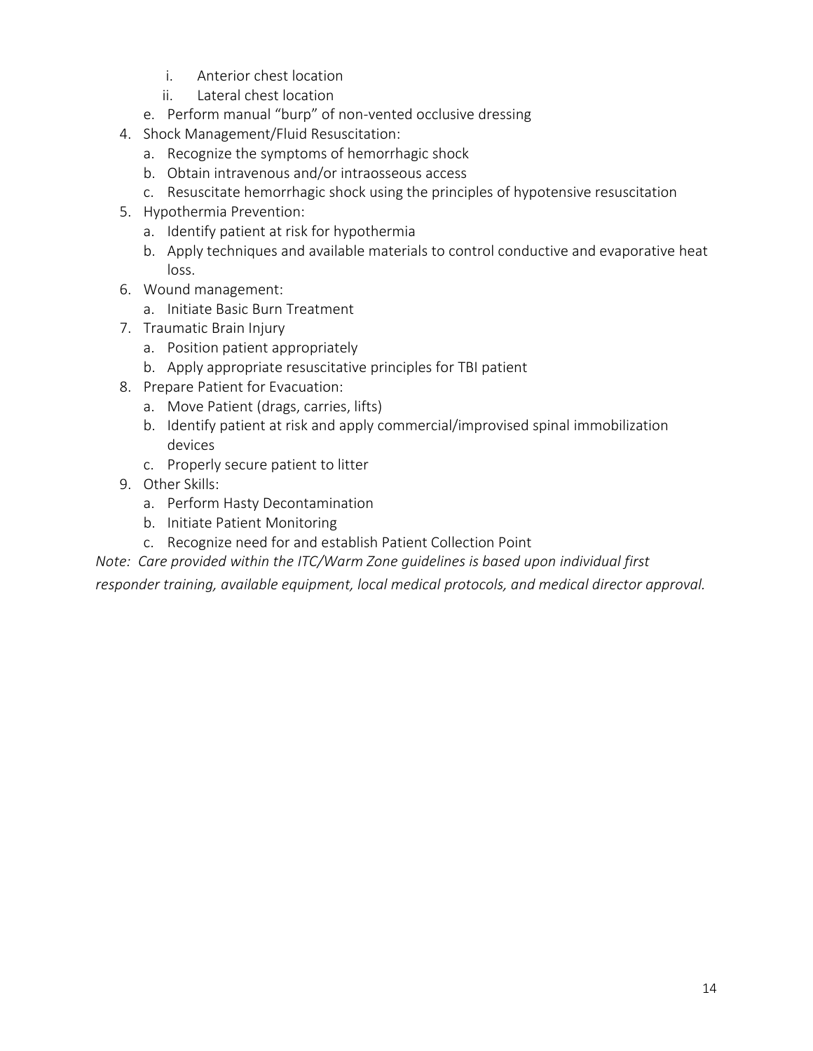i. Anterior chest location
      ii. Lateral chest location
   e. Perform manual “burp” of non-vented occlusive dressing

4. Shock Management/Fluid Resuscitation:
   a. Recognize the symptoms of hemorrhagic shock
   b. Obtain intravenous and/or intraosseous access
   c. Resuscitate hemorrhagic shock using the principles of hypotensive resuscitation
5. Hypothermia Prevention:
   a. Identify patient at risk for hypothermia
   b. Apply techniques and available materials to control conductive and evaporative heat loss.
6. Wound management:
   a. Initiate Basic Burn Treatment
7. Traumatic Brain Injury
   a. Position patient appropriately
   b. Apply appropriate resuscitative principles for TBI patient
8. Prepare Patient for Evacuation:
   a. Move Patient (drags, carries, lifts)
   b. Identify patient at risk and apply commercial/improvised spinal immobilization devices
   c. Properly secure patient to litter
9. Other Skills:
   a. Perform Hasty Decontamination
   b. Initiate Patient Monitoring
   c. Recognize need for and establish Patient Collection Point

*Note: Care provided within the ITC/Warm Zone guidelines is based upon individual first responder training, available equipment, local medical protocols, and medical director approval.*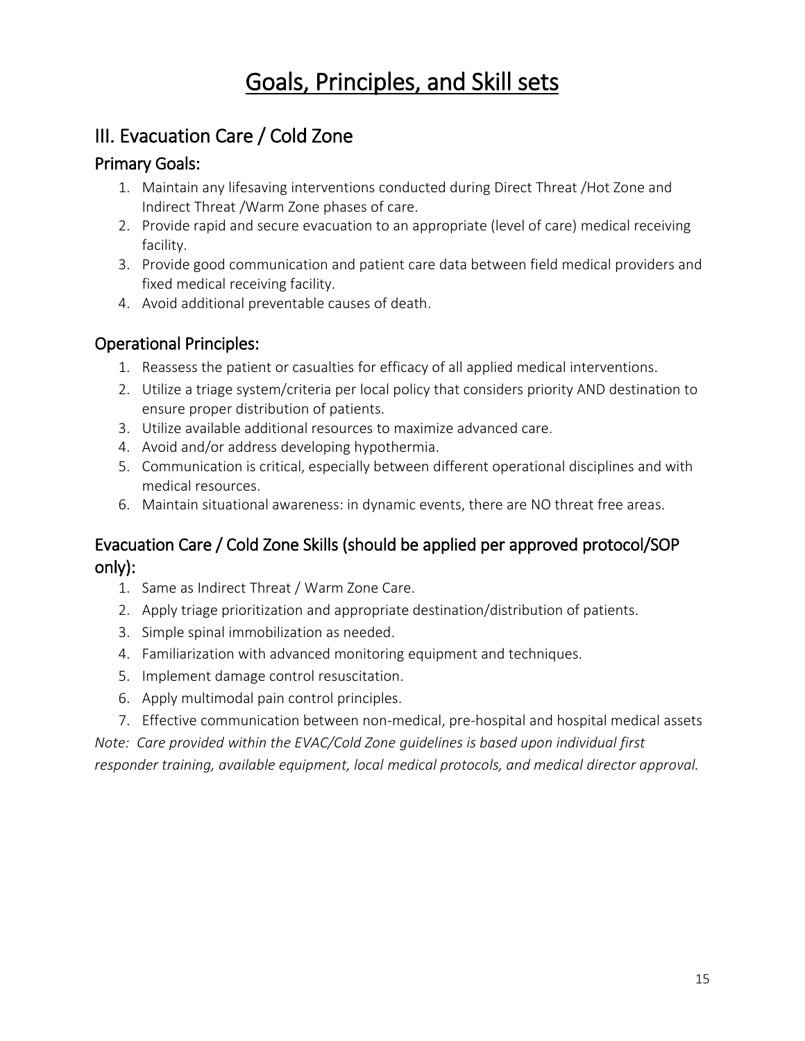# Goals, Principles, and Skill sets

## III. Evacuation Care / Cold Zone

### Primary Goals:

1. Maintain any lifesaving interventions conducted during Direct Threat /Hot Zone and Indirect Threat /Warm Zone phases of care.
2. Provide rapid and secure evacuation to an appropriate (level of care) medical receiving facility.
3. Provide good communication and patient care data between field medical providers and fixed medical receiving facility.
4. Avoid additional preventable causes of death.

### Operational Principles:

1. Reassess the patient or casualties for efficacy of all applied medical interventions.
2. Utilize a triage system/criteria per local policy that considers priority AND destination to ensure proper distribution of patients.
3. Utilize available additional resources to maximize advanced care.
4. Avoid and/or address developing hypothermia.
5. Communication is critical, especially between different operational disciplines and with medical resources.
6. Maintain situational awareness: in dynamic events, there are NO threat free areas.

### Evacuation Care / Cold Zone Skills (should be applied per approved protocol/SOP only):

1. Same as Indirect Threat / Warm Zone Care.
2. Apply triage prioritization and appropriate destination/distribution of patients.
3. Simple spinal immobilization as needed.
4. Familiarization with advanced monitoring equipment and techniques.
5. Implement damage control resuscitation.
6. Apply multimodal pain control principles.
7. Effective communication between non-medical, pre-hospital and hospital medical assets

*Note: Care provided within the EVAC/Cold Zone guidelines is based upon individual first responder training, available equipment, local medical protocols, and medical director approval.*